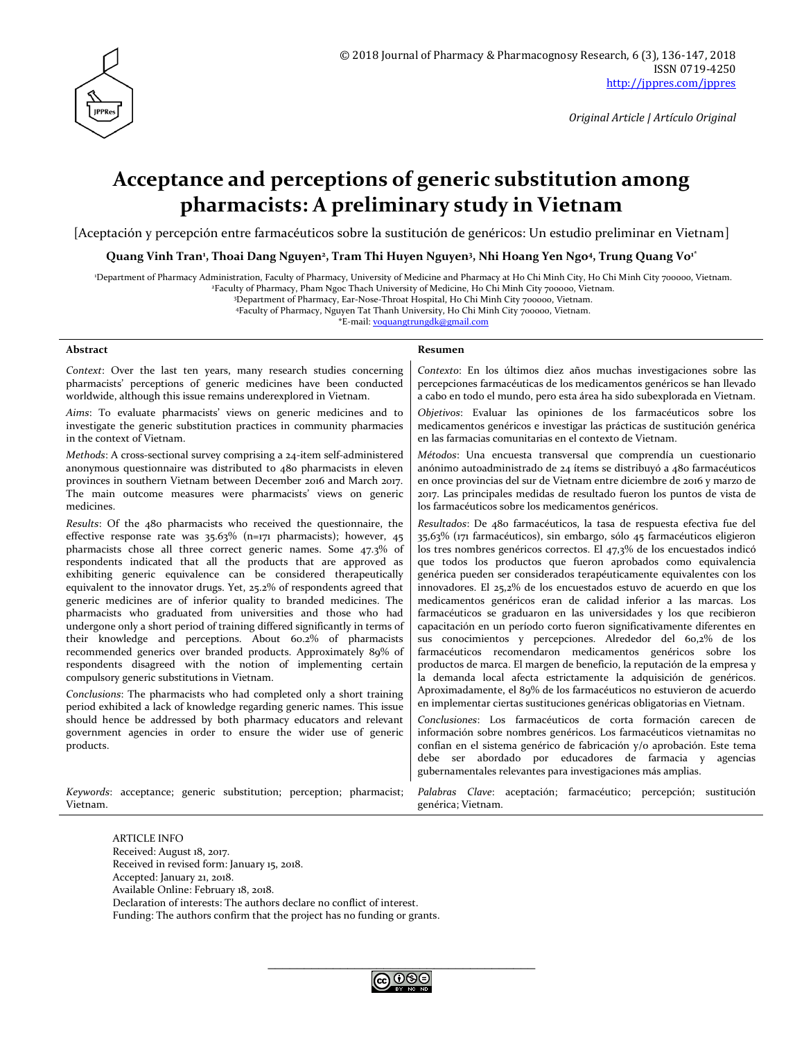© 2018 Journal of Pharmacy & Pharmacognosy Research, 6 (3), 136-147, 2018
ISSN 0719-4250
http://jppres.com/jppres

*Original Article | Artículo Original*

# Acceptance and perceptions of generic substitution among pharmacists: A preliminary study in Vietnam

[Aceptación y percepción entre farmacéuticos sobre la sustitución de genéricos: Un estudio preliminar en Vietnam]

**Quang Vinh Tran[1], Thoai Dang Nguyen[2], Tram Thi Huyen Nguyen[3], Nhi Hoang Yen Ngo[4], Trung Quang Vo[1*]**

[1]Department of Pharmacy Administration, Faculty of Pharmacy, University of Medicine and Pharmacy at Ho Chi Minh City, Ho Chi Minh City 700000, Vietnam.
[2]Faculty of Pharmacy, Pham Ngoc Thach University of Medicine, Ho Chi Minh City 700000, Vietnam.
[3]Department of Pharmacy, Ear-Nose-Throat Hospital, Ho Chi Minh City 700000, Vietnam.
[4]Faculty of Pharmacy, Nguyen Tat Thanh University, Ho Chi Minh City 700000, Vietnam.
*E-mail: voquangtrungdk@gmail.com

## Abstract

*Context*: Over the last ten years, many research studies concerning pharmacists' perceptions of generic medicines have been conducted worldwide, although this issue remains underexplored in Vietnam.

*Aims*: To evaluate pharmacists' views on generic medicines and to investigate the generic substitution practices in community pharmacies in the context of Vietnam.

*Methods*: A cross-sectional survey comprising a 24-item self-administered anonymous questionnaire was distributed to 480 pharmacists in eleven provinces in southern Vietnam between December 2016 and March 2017. The main outcome measures were pharmacists' views on generic medicines.

*Results*: Of the 480 pharmacists who received the questionnaire, the effective response rate was 35.63% (n=171 pharmacists); however, 45 pharmacists chose all three correct generic names. Some 47.3% of respondents indicated that all the products that are approved as exhibiting generic equivalence can be considered therapeutically equivalent to the innovator drugs. Yet, 25.2% of respondents agreed that generic medicines are of inferior quality to branded medicines. The pharmacists who graduated from universities and those who had undergone only a short period of training differed significantly in terms of their knowledge and perceptions. About 60.2% of pharmacists recommended generics over branded products. Approximately 89% of respondents disagreed with the notion of implementing certain compulsory generic substitutions in Vietnam.

*Conclusions*: The pharmacists who had completed only a short training period exhibited a lack of knowledge regarding generic names. This issue should hence be addressed by both pharmacy educators and relevant government agencies in order to ensure the wider use of generic products.

*Keywords*: acceptance; generic substitution; perception; pharmacist; Vietnam.

## Resumen

*Contexto*: En los últimos diez años muchas investigaciones sobre las percepciones farmacéuticas de los medicamentos genéricos se han llevado a cabo en todo el mundo, pero esta área ha sido subexplorada en Vietnam.

*Objetivos*: Evaluar las opiniones de los farmacéuticos sobre los medicamentos genéricos e investigar las prácticas de sustitución genérica en las farmacias comunitarias en el contexto de Vietnam.

*Métodos*: Una encuesta transversal que comprendía un cuestionario anónimo autoadministrado de 24 ítems se distribuyó a 480 farmacéuticos en once provincias del sur de Vietnam entre diciembre de 2016 y marzo de 2017. Las principales medidas de resultado fueron los puntos de vista de los farmacéuticos sobre los medicamentos genéricos.

*Resultados*: De 480 farmacéuticos, la tasa de respuesta efectiva fue del 35,63% (171 farmacéuticos), sin embargo, sólo 45 farmacéuticos eligieron los tres nombres genéricos correctos. El 47,3% de los encuestados indicó que todos los productos que fueron aprobados como equivalencia genérica pueden ser considerados terapéuticamente equivalentes con los innovadores. El 25,2% de los encuestados estuvo de acuerdo en que los medicamentos genéricos eran de calidad inferior a las marcas. Los farmacéuticos se graduaron en las universidades y los que recibieron capacitación en un período corto fueron significativamente diferentes en sus conocimientos y percepciones. Alrededor del 60,2% de los farmacéuticos recomendaron medicamentos genéricos sobre los productos de marca. El margen de beneficio, la reputación de la empresa y la demanda local afecta estrictamente la adquisición de genéricos. Aproximadamente, el 89% de los farmacéuticos no estuvieron de acuerdo en implementar ciertas sustituciones genéricas obligatorias en Vietnam.

*Conclusiones*: Los farmacéuticos de corta formación carecen de información sobre nombres genéricos. Los farmacéuticos vietnamitas no confían en el sistema genérico de fabricación y/o aprobación. Este tema debe ser abordado por educadores de farmacia y agencias gubernamentales relevantes para investigaciones más amplias.

*Palabras Clave*: aceptación; farmacéutico; percepción; sustitución genérica; Vietnam.

ARTICLE INFO
Received: August 18, 2017.
Received in revised form: January 15, 2018.
Accepted: January 21, 2018.
Available Online: February 18, 2018.
Declaration of interests: The authors declare no conflict of interest.
Funding: The authors confirm that the project has no funding or grants.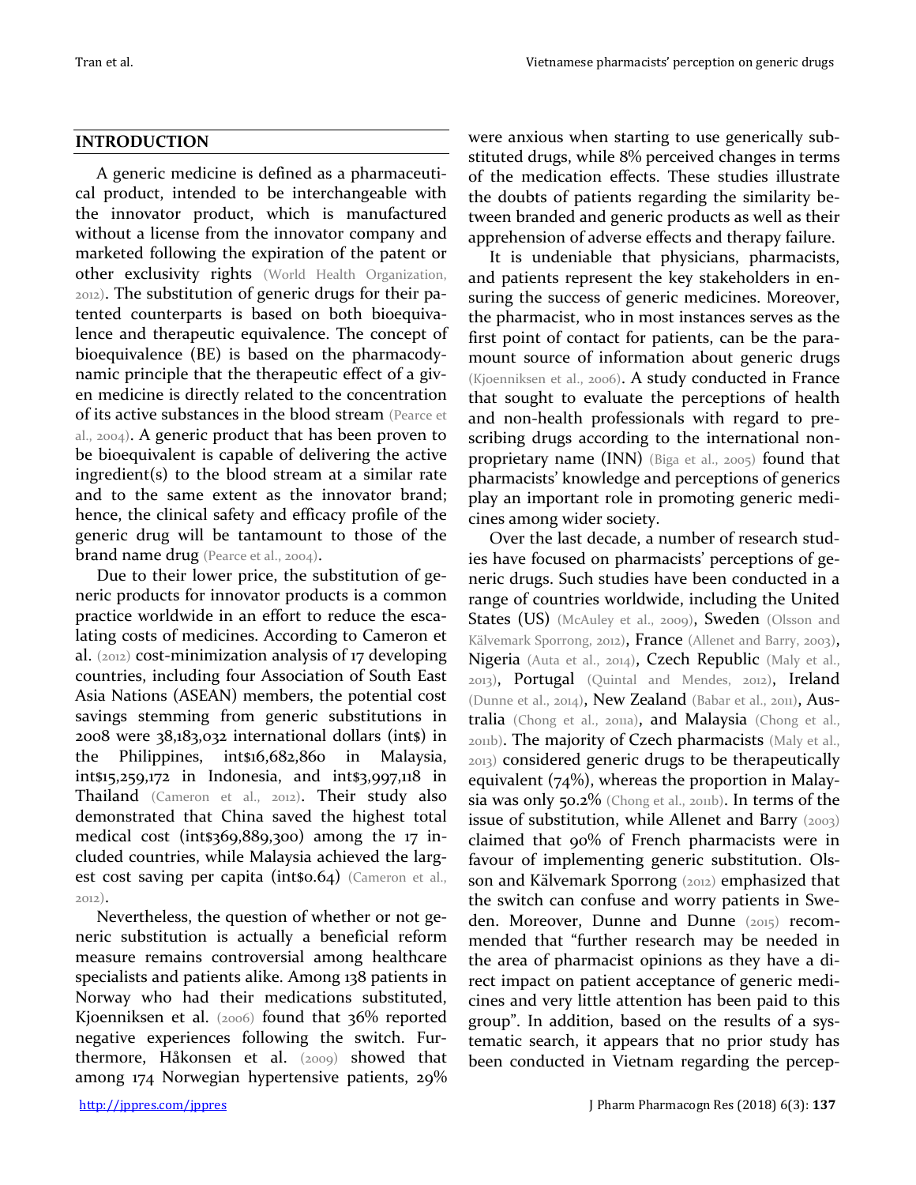## INTRODUCTION

A generic medicine is defined as a pharmaceutical product, intended to be interchangeable with the innovator product, which is manufactured without a license from the innovator company and marketed following the expiration of the patent or other exclusivity rights (World Health Organization, 2012). The substitution of generic drugs for their patented counterparts is based on both bioequivalence and therapeutic equivalence. The concept of bioequivalence (BE) is based on the pharmacodynamic principle that the therapeutic effect of a given medicine is directly related to the concentration of its active substances in the blood stream (Pearce et al., 2004). A generic product that has been proven to be bioequivalent is capable of delivering the active ingredient(s) to the blood stream at a similar rate and to the same extent as the innovator brand; hence, the clinical safety and efficacy profile of the generic drug will be tantamount to those of the brand name drug (Pearce et al., 2004).

Due to their lower price, the substitution of generic products for innovator products is a common practice worldwide in an effort to reduce the escalating costs of medicines. According to Cameron et al. (2012) cost-minimization analysis of 17 developing countries, including four Association of South East Asia Nations (ASEAN) members, the potential cost savings stemming from generic substitutions in 2008 were 38,183,032 international dollars (int$) in the Philippines, int$16,682,860 in Malaysia, int$15,259,172 in Indonesia, and int$3,997,118 in Thailand (Cameron et al., 2012). Their study also demonstrated that China saved the highest total medical cost (int$369,889,300) among the 17 included countries, while Malaysia achieved the largest cost saving per capita (int$0.64) (Cameron et al., 2012).

Nevertheless, the question of whether or not generic substitution is actually a beneficial reform measure remains controversial among healthcare specialists and patients alike. Among 138 patients in Norway who had their medications substituted, Kjoenniksen et al. (2006) found that 36% reported negative experiences following the switch. Furthermore, Håkonsen et al. (2009) showed that among 174 Norwegian hypertensive patients, 29% were anxious when starting to use generically substituted drugs, while 8% perceived changes in terms of the medication effects. These studies illustrate the doubts of patients regarding the similarity between branded and generic products as well as their apprehension of adverse effects and therapy failure.

It is undeniable that physicians, pharmacists, and patients represent the key stakeholders in ensuring the success of generic medicines. Moreover, the pharmacist, who in most instances serves as the first point of contact for patients, can be the paramount source of information about generic drugs (Kjoenniksen et al., 2006). A study conducted in France that sought to evaluate the perceptions of health and non-health professionals with regard to prescribing drugs according to the international non-proprietary name (INN) (Biga et al., 2005) found that pharmacists' knowledge and perceptions of generics play an important role in promoting generic medicines among wider society.

Over the last decade, a number of research studies have focused on pharmacists' perceptions of generic drugs. Such studies have been conducted in a range of countries worldwide, including the United States (US) (McAuley et al., 2009), Sweden (Olsson and Kälvemark Sporrong, 2012), France (Allenet and Barry, 2003), Nigeria (Auta et al., 2014), Czech Republic (Maly et al., 2013), Portugal (Quintal and Mendes, 2012), Ireland (Dunne et al., 2014), New Zealand (Babar et al., 2011), Australia (Chong et al., 2011a), and Malaysia (Chong et al., 2011b). The majority of Czech pharmacists (Maly et al., 2013) considered generic drugs to be therapeutically equivalent (74%), whereas the proportion in Malaysia was only 50.2% (Chong et al., 2011b). In terms of the issue of substitution, while Allenet and Barry (2003) claimed that 90% of French pharmacists were in favour of implementing generic substitution. Olsson and Kälvemark Sporrong (2012) emphasized that the switch can confuse and worry patients in Sweden. Moreover, Dunne and Dunne (2015) recommended that "further research may be needed in the area of pharmacist opinions as they have a direct impact on patient acceptance of generic medicines and very little attention has been paid to this group". In addition, based on the results of a systematic search, it appears that no prior study has been conducted in Vietnam regarding the percep-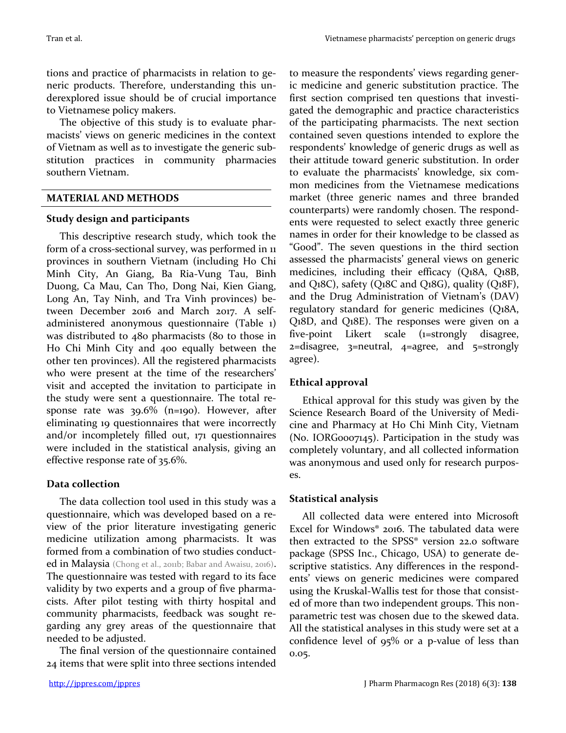tions and practice of pharmacists in relation to generic products. Therefore, understanding this underexplored issue should be of crucial importance to Vietnamese policy makers.

The objective of this study is to evaluate pharmacists' views on generic medicines in the context of Vietnam as well as to investigate the generic substitution practices in community pharmacies southern Vietnam.

## MATERIAL AND METHODS

### Study design and participants

This descriptive research study, which took the form of a cross-sectional survey, was performed in 11 provinces in southern Vietnam (including Ho Chi Minh City, An Giang, Ba Ria-Vung Tau, Binh Duong, Ca Mau, Can Tho, Dong Nai, Kien Giang, Long An, Tay Ninh, and Tra Vinh provinces) between December 2016 and March 2017. A self-administered anonymous questionnaire (Table 1) was distributed to 480 pharmacists (80 to those in Ho Chi Minh City and 400 equally between the other ten provinces). All the registered pharmacists who were present at the time of the researchers' visit and accepted the invitation to participate in the study were sent a questionnaire. The total response rate was 39.6% (n=190). However, after eliminating 19 questionnaires that were incorrectly and/or incompletely filled out, 171 questionnaires were included in the statistical analysis, giving an effective response rate of 35.6%.

### Data collection

The data collection tool used in this study was a questionnaire, which was developed based on a review of the prior literature investigating generic medicine utilization among pharmacists. It was formed from a combination of two studies conducted in Malaysia (Chong et al., 2011b; Babar and Awaisu, 2016). The questionnaire was tested with regard to its face validity by two experts and a group of five pharmacists. After pilot testing with thirty hospital and community pharmacists, feedback was sought regarding any grey areas of the questionnaire that needed to be adjusted.

The final version of the questionnaire contained 24 items that were split into three sections intended to measure the respondents' views regarding generic medicine and generic substitution practice. The first section comprised ten questions that investigated the demographic and practice characteristics of the participating pharmacists. The next section contained seven questions intended to explore the respondents' knowledge of generic drugs as well as their attitude toward generic substitution. In order to evaluate the pharmacists' knowledge, six common medicines from the Vietnamese medications market (three generic names and three branded counterparts) were randomly chosen. The respondents were requested to select exactly three generic names in order for their knowledge to be classed as "Good". The seven questions in the third section assessed the pharmacists' general views on generic medicines, including their efficacy (Q18A, Q18B, and Q18C), safety (Q18C and Q18G), quality (Q18F), and the Drug Administration of Vietnam's (DAV) regulatory standard for generic medicines (Q18A, Q18D, and Q18E). The responses were given on a five-point Likert scale (1=strongly disagree, 2=disagree, 3=neutral, 4=agree, and 5=strongly agree).

### Ethical approval

Ethical approval for this study was given by the Science Research Board of the University of Medicine and Pharmacy at Ho Chi Minh City, Vietnam (No. IORG0007145). Participation in the study was completely voluntary, and all collected information was anonymous and used only for research purposes.

### Statistical analysis

All collected data were entered into Microsoft Excel for Windows® 2016. The tabulated data were then extracted to the SPSS® version 22.0 software package (SPSS Inc., Chicago, USA) to generate descriptive statistics. Any differences in the respondents' views on generic medicines were compared using the Kruskal-Wallis test for those that consisted of more than two independent groups. This non-parametric test was chosen due to the skewed data. All the statistical analyses in this study were set at a confidence level of 95% or a p-value of less than 0.05.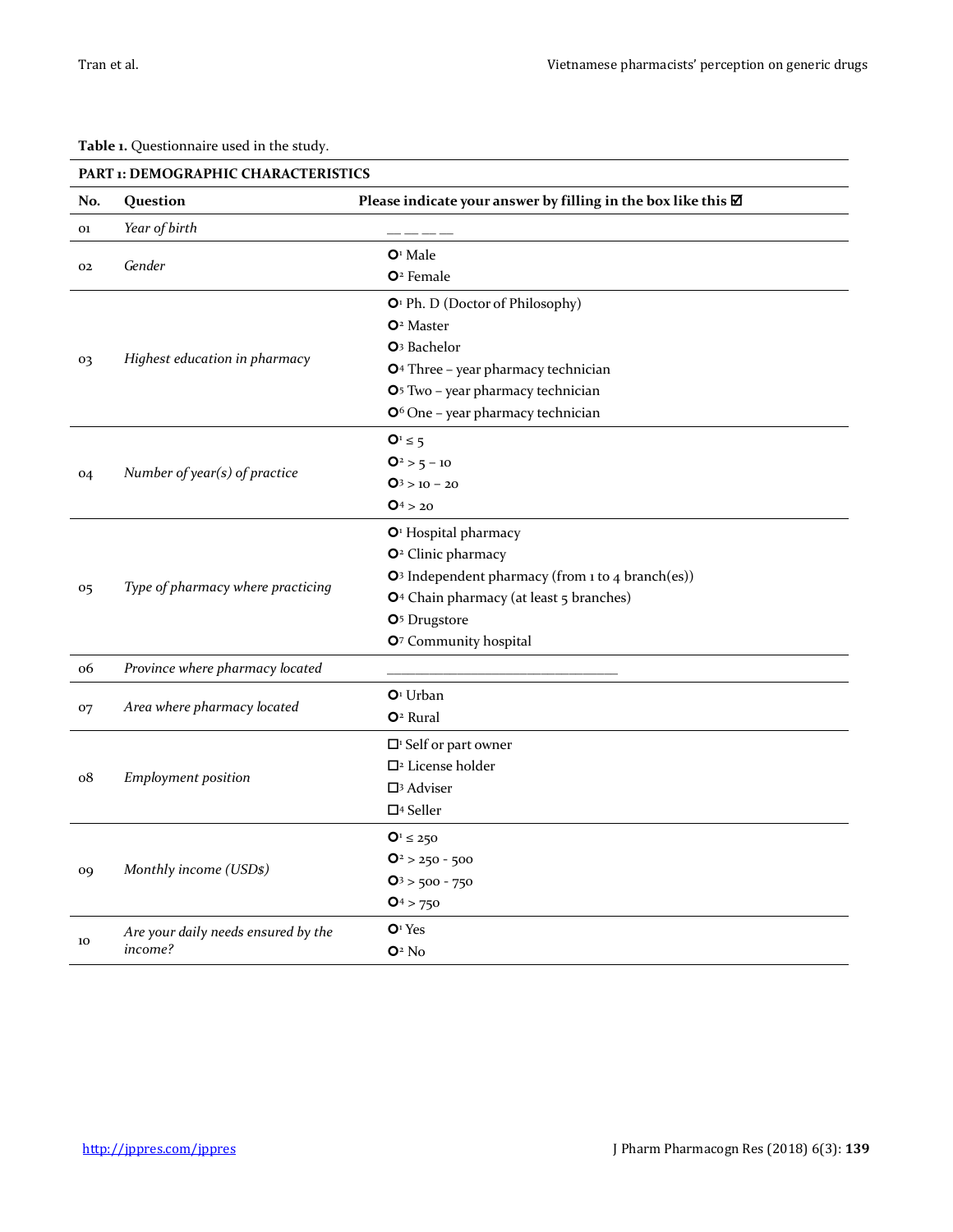**Table 1.** Questionnaire used in the study.

| **PART 1: DEMOGRAPHIC CHARACTERISTICS** | | |
|---|---|---|
| **No.** | **Question** | **Please indicate your answer by filling in the box like this ☑** |
| 01 | *Year of birth* | __ __ __ __ |
| 02 | *Gender* | O[1] Male<br>O[2] Female |
| 03 | *Highest education in pharmacy* | O[1] Ph. D (Doctor of Philosophy)<br>O[2] Master<br>O[3] Bachelor<br>O[4] Three – year pharmacy technician<br>O[5] Two – year pharmacy technician<br>O[6] One – year pharmacy technician |
| 04 | *Number of year(s) of practice* | O[1] ≤ 5<br>O[2] > 5 – 10<br>O[3] > 10 – 20<br>O[4] > 20 |
| 05 | *Type of pharmacy where practicing* | O[1] Hospital pharmacy<br>O[2] Clinic pharmacy<br>O[3] Independent pharmacy (from 1 to 4 branch(es))<br>O[4] Chain pharmacy (at least 5 branches)<br>O[5] Drugstore<br>O[7] Community hospital |
| 06 | *Province where pharmacy located* | ______________________________ |
| 07 | *Area where pharmacy located* | O[1] Urban<br>O[2] Rural |
| 08 | *Employment position* | ☐[1] Self or part owner<br>☐[2] License holder<br>☐[3] Adviser<br>☐[4] Seller |
| 09 | *Monthly income (USD$)* | O[1] ≤ 250<br>O[2] > 250 - 500<br>O[3] > 500 - 750<br>O[4] > 750 |
| 10 | *Are your daily needs ensured by the income?* | O[1] Yes<br>O[2] No |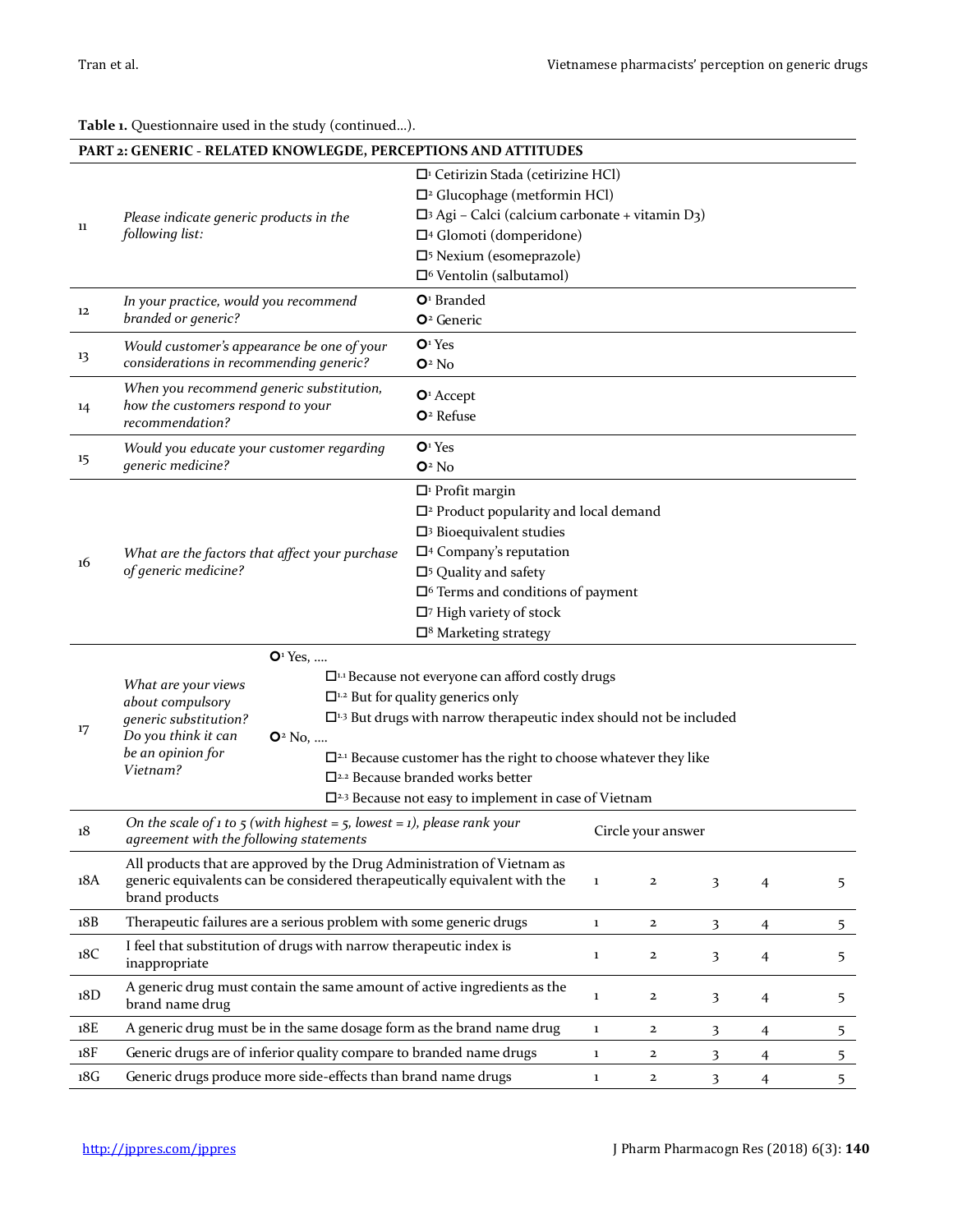**Table 1.** Questionnaire used in the study (continued…).

| PART 2: GENERIC - RELATED KNOWLEGDE, PERCEPTIONS AND ATTITUDES | | | | | | | |
|---|---|---|---|---|---|---|---|
| 11 | *Please indicate generic products in the following list:* | ☐[1] Cetirizin Stada (cetirizine HCl)<br>☐[2] Glucophage (metformin HCl)<br>☐[3] Agi – Calci (calcium carbonate + vitamin D3)<br>☐[4] Glomoti (domperidone)<br>☐[5] Nexium (esomeprazole)<br>☐[6] Ventolin (salbutamol) | | | | | |
| 12 | *In your practice, would you recommend branded or generic?* | O[1] Branded<br>O[2] Generic | | | | | |
| 13 | *Would customer's appearance be one of your considerations in recommending generic?* | O[1] Yes<br>O[2] No | | | | | |
| 14 | *When you recommend generic substitution, how the customers respond to your recommendation?* | O[1] Accept<br>O[2] Refuse | | | | | |
| 15 | *Would you educate your customer regarding generic medicine?* | O[1] Yes<br>O[2] No | | | | | |
| 16 | *What are the factors that affect your purchase of generic medicine?* | ☐[1] Profit margin<br>☐[2] Product popularity and local demand<br>☐[3] Bioequivalent studies<br>☐[4] Company's reputation<br>☐[5] Quality and safety<br>☐[6] Terms and conditions of payment<br>☐[7] High variety of stock<br>☐[8] Marketing strategy | | | | | |
| 17 | *What are your views about compulsory generic substitution? Do you think it can be an opinion for Vietnam?* | O[1] Yes, ….<br>☐[1.1] Because not everyone can afford costly drugs<br>☐[1.2] But for quality generics only<br>☐[1.3] But drugs with narrow therapeutic index should not be included<br>O[2] No, ….<br>☐[2.1] Because customer has the right to choose whatever they like<br>☐[2.2] Because branded works better<br>☐[2.3] Because not easy to implement in case of Vietnam | | | | | |
| 18 | *On the scale of 1 to 5 (with highest = 5, lowest = 1), please rank your agreement with the following statements* | Circle your answer | | | | | |
| 18A | All products that are approved by the Drug Administration of Vietnam as generic equivalents can be considered therapeutically equivalent with the brand products | 1 | 2 | 3 | 4 | 5 | |
| 18B | Therapeutic failures are a serious problem with some generic drugs | 1 | 2 | 3 | 4 | 5 | |
| 18C | I feel that substitution of drugs with narrow therapeutic index is inappropriate | 1 | 2 | 3 | 4 | 5 | |
| 18D | A generic drug must contain the same amount of active ingredients as the brand name drug | 1 | 2 | 3 | 4 | 5 | |
| 18E | A generic drug must be in the same dosage form as the brand name drug | 1 | 2 | 3 | 4 | 5 | |
| 18F | Generic drugs are of inferior quality compare to branded name drugs | 1 | 2 | 3 | 4 | 5 | |
| 18G | Generic drugs produce more side-effects than brand name drugs | 1 | 2 | 3 | 4 | 5 | |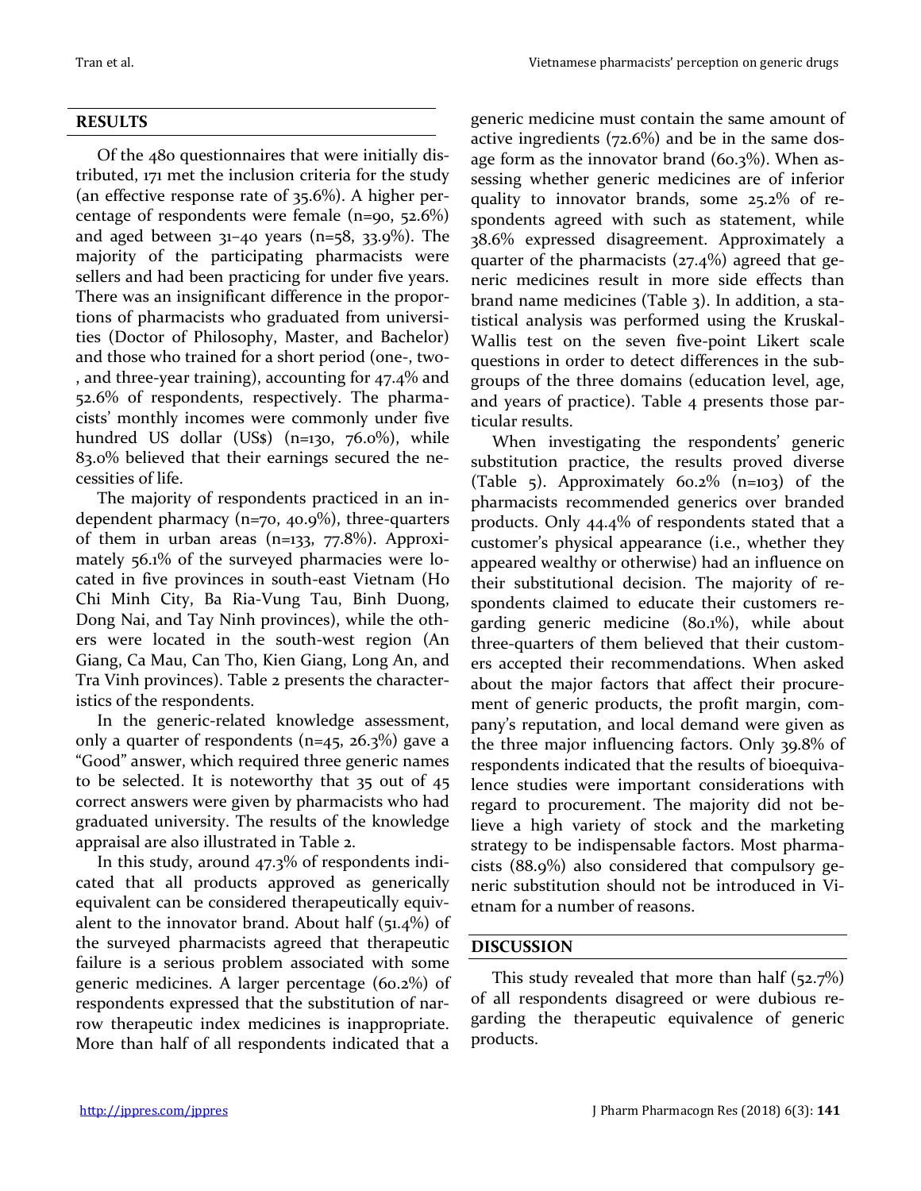## RESULTS

Of the 480 questionnaires that were initially distributed, 171 met the inclusion criteria for the study (an effective response rate of 35.6%). A higher percentage of respondents were female (n=90, 52.6%) and aged between 31–40 years (n=58, 33.9%). The majority of the participating pharmacists were sellers and had been practicing for under five years. There was an insignificant difference in the proportions of pharmacists who graduated from universities (Doctor of Philosophy, Master, and Bachelor) and those who trained for a short period (one-, two-, and three-year training), accounting for 47.4% and 52.6% of respondents, respectively. The pharmacists' monthly incomes were commonly under five hundred US dollar (US$) (n=130, 76.0%), while 83.0% believed that their earnings secured the necessities of life.

The majority of respondents practiced in an independent pharmacy (n=70, 40.9%), three-quarters of them in urban areas (n=133, 77.8%). Approximately 56.1% of the surveyed pharmacies were located in five provinces in south-east Vietnam (Ho Chi Minh City, Ba Ria-Vung Tau, Binh Duong, Dong Nai, and Tay Ninh provinces), while the others were located in the south-west region (An Giang, Ca Mau, Can Tho, Kien Giang, Long An, and Tra Vinh provinces). Table 2 presents the characteristics of the respondents.

In the generic-related knowledge assessment, only a quarter of respondents (n=45, 26.3%) gave a "Good" answer, which required three generic names to be selected. It is noteworthy that 35 out of 45 correct answers were given by pharmacists who had graduated university. The results of the knowledge appraisal are also illustrated in Table 2.

In this study, around 47.3% of respondents indicated that all products approved as generically equivalent can be considered therapeutically equivalent to the innovator brand. About half (51.4%) of the surveyed pharmacists agreed that therapeutic failure is a serious problem associated with some generic medicines. A larger percentage (60.2%) of respondents expressed that the substitution of narrow therapeutic index medicines is inappropriate. More than half of all respondents indicated that a generic medicine must contain the same amount of active ingredients (72.6%) and be in the same dosage form as the innovator brand (60.3%). When assessing whether generic medicines are of inferior quality to innovator brands, some 25.2% of respondents agreed with such as statement, while 38.6% expressed disagreement. Approximately a quarter of the pharmacists (27.4%) agreed that generic medicines result in more side effects than brand name medicines (Table 3). In addition, a statistical analysis was performed using the Kruskal-Wallis test on the seven five-point Likert scale questions in order to detect differences in the subgroups of the three domains (education level, age, and years of practice). Table 4 presents those particular results.

When investigating the respondents' generic substitution practice, the results proved diverse (Table 5). Approximately 60.2% (n=103) of the pharmacists recommended generics over branded products. Only 44.4% of respondents stated that a customer's physical appearance (i.e., whether they appeared wealthy or otherwise) had an influence on their substitutional decision. The majority of respondents claimed to educate their customers regarding generic medicine (80.1%), while about three-quarters of them believed that their customers accepted their recommendations. When asked about the major factors that affect their procurement of generic products, the profit margin, company's reputation, and local demand were given as the three major influencing factors. Only 39.8% of respondents indicated that the results of bioequivalence studies were important considerations with regard to procurement. The majority did not believe a high variety of stock and the marketing strategy to be indispensable factors. Most pharmacists (88.9%) also considered that compulsory generic substitution should not be introduced in Vietnam for a number of reasons.

## DISCUSSION

This study revealed that more than half (52.7%) of all respondents disagreed or were dubious regarding the therapeutic equivalence of generic products.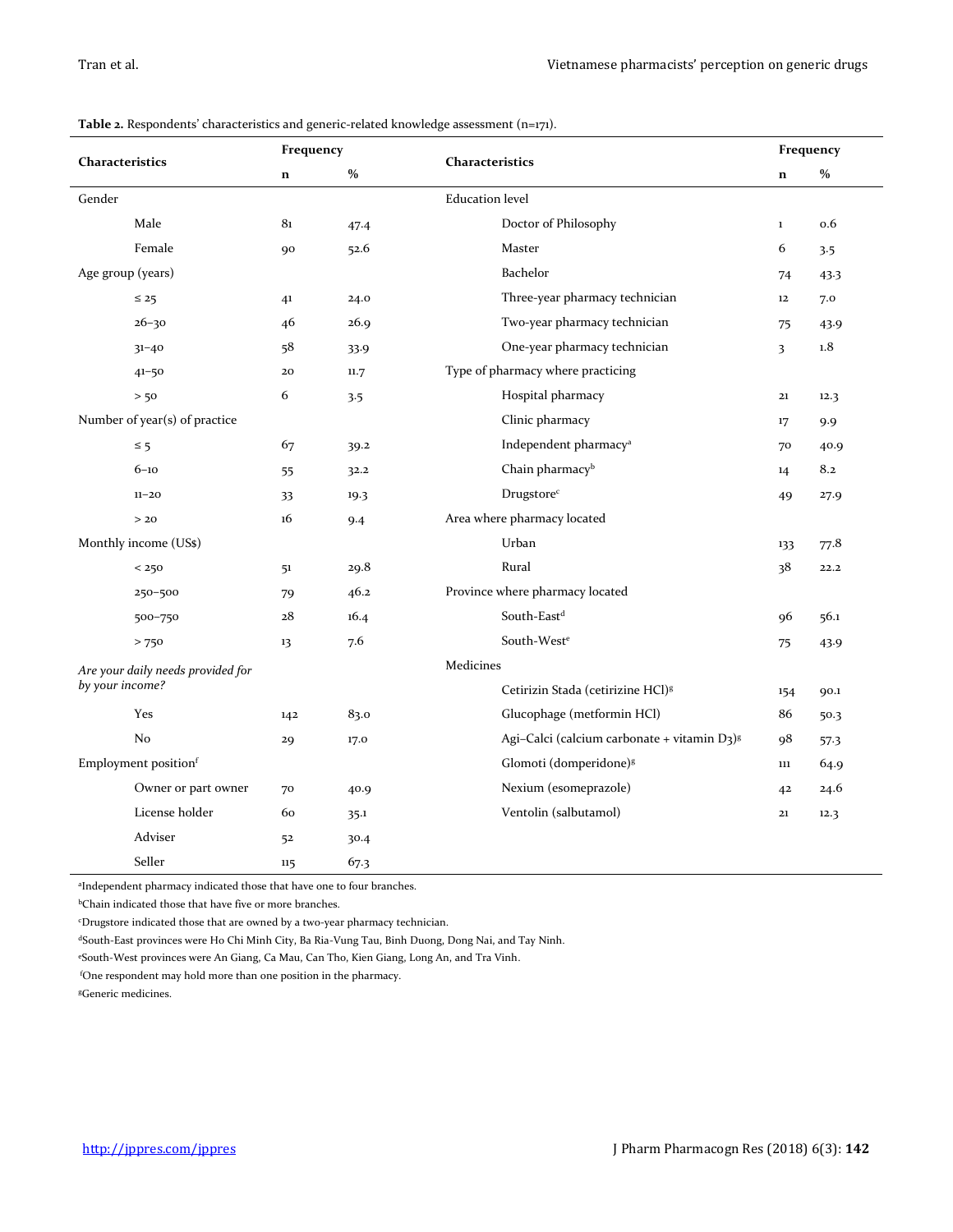**Table 2.** Respondents' characteristics and generic-related knowledge assessment (n=171).

| Characteristics | Frequency | | Characteristics | Frequency | |
|---|---|---|---|---|---|
| | n | % | | n | % |
| Gender | | | Education level | | |
| Male | 81 | 47.4 | Doctor of Philosophy | 1 | 0.6 |
| Female | 90 | 52.6 | Master | 6 | 3.5 |
| Age group (years) | | | Bachelor | 74 | 43.3 |
| ≤ 25 | 41 | 24.0 | Three-year pharmacy technician | 12 | 7.0 |
| 26–30 | 46 | 26.9 | Two-year pharmacy technician | 75 | 43.9 |
| 31–40 | 58 | 33.9 | One-year pharmacy technician | 3 | 1.8 |
| 41–50 | 20 | 11.7 | Type of pharmacy where practicing | | |
| > 50 | 6 | 3.5 | Hospital pharmacy | 21 | 12.3 |
| Number of year(s) of practice | | | Clinic pharmacy | 17 | 9.9 |
| ≤ 5 | 67 | 39.2 | Independent pharmacy[a] | 70 | 40.9 |
| 6–10 | 55 | 32.2 | Chain pharmacy[b] | 14 | 8.2 |
| 11–20 | 33 | 19.3 | Drugstore[c] | 49 | 27.9 |
| > 20 | 16 | 9.4 | Area where pharmacy located | | |
| Monthly income (US$) | | | Urban | 133 | 77.8 |
| < 250 | 51 | 29.8 | Rural | 38 | 22.2 |
| 250–500 | 79 | 46.2 | Province where pharmacy located | | |
| 500–750 | 28 | 16.4 | South-East[d] | 96 | 56.1 |
| > 750 | 13 | 7.6 | South-West[e] | 75 | 43.9 |
| *Are your daily needs provided for by your income?* | | | Medicines | | |
| | | | Cetirizin Stada (cetirizine HCl)[g] | 154 | 90.1 |
| Yes | 142 | 83.0 | Glucophage (metformin HCl) | 86 | 50.3 |
| No | 29 | 17.0 | Agi–Calci (calcium carbonate + vitamin $D_3$)[g] | 98 | 57.3 |
| Employment position[f] | | | Glomoti (domperidone)[g] | 111 | 64.9 |
| Owner or part owner | 70 | 40.9 | Nexium (esomeprazole) | 42 | 24.6 |
| License holder | 60 | 35.1 | Ventolin (salbutamol) | 21 | 12.3 |
| Adviser | 52 | 30.4 | | | |
| Seller | 115 | 67.3 | | | |

[a]Independent pharmacy indicated those that have one to four branches.
[b]Chain indicated those that have five or more branches.
[c]Drugstore indicated those that are owned by a two-year pharmacy technician.
[d]South-East provinces were Ho Chi Minh City, Ba Ria-Vung Tau, Binh Duong, Dong Nai, and Tay Ninh.
[e]South-West provinces were An Giang, Ca Mau, Can Tho, Kien Giang, Long An, and Tra Vinh.
[f]One respondent may hold more than one position in the pharmacy.
[g]Generic medicines.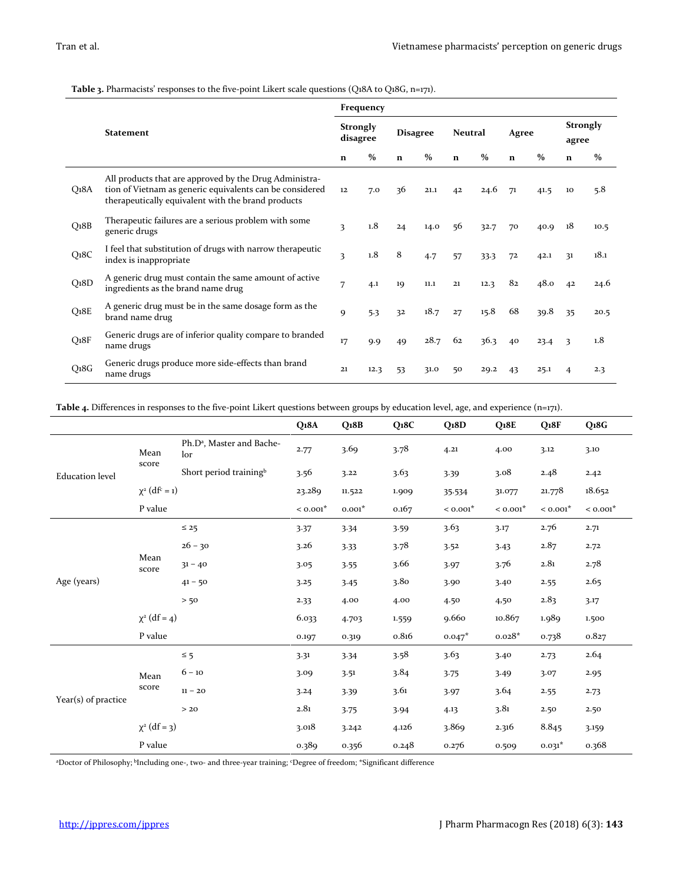**Table 3.** Pharmacists' responses to the five-point Likert scale questions (Q18A to Q18G, n=171).

| | Statement | Frequency | | | | | | | | | |
|---|---|---|---|---|---|---|---|---|---|---|---|
| | | Strongly disagree | | Disagree | | Neutral | | Agree | | Strongly agree | |
| | | n | % | n | % | n | % | n | % | n | % |
| Q18A | All products that are approved by the Drug Administration of Vietnam as generic equivalents can be considered therapeutically equivalent with the brand products | 12 | 7.0 | 36 | 21.1 | 42 | 24.6 | 71 | 41.5 | 10 | 5.8 |
| Q18B | Therapeutic failures are a serious problem with some generic drugs | 3 | 1.8 | 24 | 14.0 | 56 | 32.7 | 70 | 40.9 | 18 | 10.5 |
| Q18C | I feel that substitution of drugs with narrow therapeutic index is inappropriate | 3 | 1.8 | 8 | 4.7 | 57 | 33.3 | 72 | 42.1 | 31 | 18.1 |
| Q18D | A generic drug must contain the same amount of active ingredients as the brand name drug | 7 | 4.1 | 19 | 11.1 | 21 | 12.3 | 82 | 48.0 | 42 | 24.6 |
| Q18E | A generic drug must be in the same dosage form as the brand name drug | 9 | 5.3 | 32 | 18.7 | 27 | 15.8 | 68 | 39.8 | 35 | 20.5 |
| Q18F | Generic drugs are of inferior quality compare to branded name drugs | 17 | 9.9 | 49 | 28.7 | 62 | 36.3 | 40 | 23.4 | 3 | 1.8 |
| Q18G | Generic drugs produce more side-effects than brand name drugs | 21 | 12.3 | 53 | 31.0 | 50 | 29.2 | 43 | 25.1 | 4 | 2.3 |

**Table 4.** Differences in responses to the five-point Likert questions between groups by education level, age, and experience (n=171).

| | | | Q18A | Q18B | Q18C | Q18D | Q18E | Q18F | Q18G |
|---|---|---|---|---|---|---|---|---|---|
| Education level | Mean score | Ph.D[a], Master and Bachelor | 2.77 | 3.69 | 3.78 | 4.21 | 4.00 | 3.12 | 3.10 |
| | | Short period training[b] | 3.56 | 3.22 | 3.63 | 3.39 | 3.08 | 2.48 | 2.42 |
| | $\chi^2$ (df[c] = 1) | | 23.289 | 11.522 | 1.909 | 35.534 | 31.077 | 21.778 | 18.652 |
| | P value | | < 0.001* | 0.001* | 0.167 | < 0.001* | < 0.001* | < 0.001* | < 0.001* |
| Age (years) | Mean score | ≤ 25 | 3.37 | 3.34 | 3.59 | 3.63 | 3.17 | 2.76 | 2.71 |
| | | 26 – 30 | 3.26 | 3.33 | 3.78 | 3.52 | 3.43 | 2.87 | 2.72 |
| | | 31 – 40 | 3.05 | 3.55 | 3.66 | 3.97 | 3.76 | 2.81 | 2.78 |
| | | 41 – 50 | 3.25 | 3.45 | 3.80 | 3.90 | 3.40 | 2.55 | 2.65 |
| | | > 50 | 2.33 | 4.00 | 4.00 | 4.50 | 4,50 | 2.83 | 3.17 |
| | $\chi^2$ (df = 4) | | 6.033 | 4.703 | 1.559 | 9.660 | 10.867 | 1.989 | 1.500 |
| | P value | | 0.197 | 0.319 | 0.816 | 0.047* | 0.028* | 0.738 | 0.827 |
| Year(s) of practice | Mean score | ≤ 5 | 3.31 | 3.34 | 3.58 | 3.63 | 3.40 | 2.73 | 2.64 |
| | | 6 – 10 | 3.09 | 3.51 | 3.84 | 3.75 | 3.49 | 3.07 | 2.95 |
| | | 11 – 20 | 3.24 | 3.39 | 3.61 | 3.97 | 3.64 | 2.55 | 2.73 |
| | | > 20 | 2.81 | 3.75 | 3.94 | 4.13 | 3.81 | 2.50 | 2.50 |
| | $\chi^2$ (df = 3) | | 3.018 | 3.242 | 4.126 | 3.869 | 2.316 | 8.845 | 3.159 |
| | P value | | 0.389 | 0.356 | 0.248 | 0.276 | 0.509 | 0.031* | 0.368 |

[a]Doctor of Philosophy; [b]Including one-, two- and three-year training; [c]Degree of freedom; *Significant difference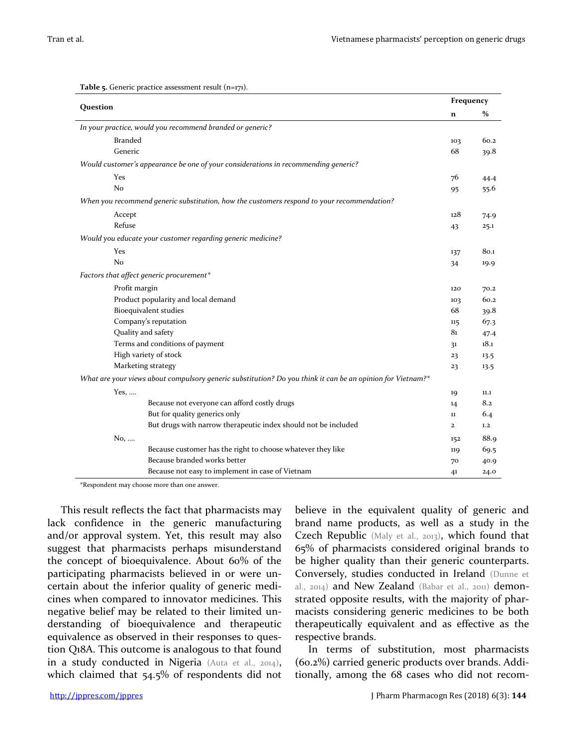**Table 5.** Generic practice assessment result (n=171).

| Question | Frequency | |
|---|---|---|
| | n | % |
| *In your practice, would you recommend branded or generic?* | | |
| Branded | 103 | 60.2 |
| Generic | 68 | 39.8 |
| *Would customer's appearance be one of your considerations in recommending generic?* | | |
| Yes | 76 | 44.4 |
| No | 95 | 55.6 |
| *When you recommend generic substitution, how the customers respond to your recommendation?* | | |
| Accept | 128 | 74.9 |
| Refuse | 43 | 25.1 |
| *Would you educate your customer regarding generic medicine?* | | |
| Yes | 137 | 80.1 |
| No | 34 | 19.9 |
| *Factors that affect generic procurement** | | |
| Profit margin | 120 | 70.2 |
| Product popularity and local demand | 103 | 60.2 |
| Bioequivalent studies | 68 | 39.8 |
| Company's reputation | 115 | 67.3 |
| Quality and safety | 81 | 47.4 |
| Terms and conditions of payment | 31 | 18.1 |
| High variety of stock | 23 | 13.5 |
| Marketing strategy | 23 | 13.5 |
| *What are your views about compulsory generic substitution? Do you think it can be an opinion for Vietnam?** | | |
| Yes, .... | 19 | 11.1 |
| Because not everyone can afford costly drugs | 14 | 8.2 |
| But for quality generics only | 11 | 6.4 |
| But drugs with narrow therapeutic index should not be included | 2 | 1.2 |
| No, .... | 152 | 88.9 |
| Because customer has the right to choose whatever they like | 119 | 69.5 |
| Because branded works better | 70 | 40.9 |
| Because not easy to implement in case of Vietnam | 41 | 24.0 |

*Respondent may choose more than one answer.

This result reflects the fact that pharmacists may lack confidence in the generic manufacturing and/or approval system. Yet, this result may also suggest that pharmacists perhaps misunderstand the concept of bioequivalence. About 60% of the participating pharmacists believed in or were uncertain about the inferior quality of generic medicines when compared to innovator medicines. This negative belief may be related to their limited understanding of bioequivalence and therapeutic equivalence as observed in their responses to question Q18A. This outcome is analogous to that found in a study conducted in Nigeria (Auta et al., 2014), which claimed that 54.5% of respondents did not believe in the equivalent quality of generic and brand name products, as well as a study in the Czech Republic (Maly et al., 2013), which found that 65% of pharmacists considered original brands to be higher quality than their generic counterparts. Conversely, studies conducted in Ireland (Dunne et al., 2014) and New Zealand (Babar et al., 2011) demonstrated opposite results, with the majority of pharmacists considering generic medicines to be both therapeutically equivalent and as effective as the respective brands.

In terms of substitution, most pharmacists (60.2%) carried generic products over brands. Additionally, among the 68 cases who did not recom-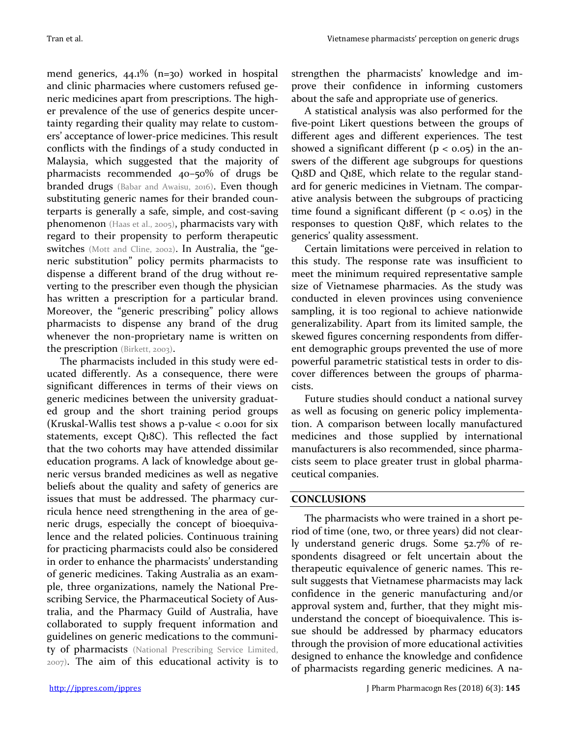mend generics, 44.1% (n=30) worked in hospital and clinic pharmacies where customers refused generic medicines apart from prescriptions. The higher prevalence of the use of generics despite uncertainty regarding their quality may relate to customers' acceptance of lower-price medicines. This result conflicts with the findings of a study conducted in Malaysia, which suggested that the majority of pharmacists recommended 40–50% of drugs be branded drugs (Babar and Awaisu, 2016). Even though substituting generic names for their branded counterparts is generally a safe, simple, and cost-saving phenomenon (Haas et al., 2005), pharmacists vary with regard to their propensity to perform therapeutic switches (Mott and Cline, 2002). In Australia, the "generic substitution" policy permits pharmacists to dispense a different brand of the drug without reverting to the prescriber even though the physician has written a prescription for a particular brand. Moreover, the "generic prescribing" policy allows pharmacists to dispense any brand of the drug whenever the non-proprietary name is written on the prescription (Birkett, 2003).

The pharmacists included in this study were educated differently. As a consequence, there were significant differences in terms of their views on generic medicines between the university graduated group and the short training period groups (Kruskal-Wallis test shows a p-value $< 0.001$ for six statements, except Q18C). This reflected the fact that the two cohorts may have attended dissimilar education programs. A lack of knowledge about generic versus branded medicines as well as negative beliefs about the quality and safety of generics are issues that must be addressed. The pharmacy curricula hence need strengthening in the area of generic drugs, especially the concept of bioequivalence and the related policies. Continuous training for practicing pharmacists could also be considered in order to enhance the pharmacists' understanding of generic medicines. Taking Australia as an example, three organizations, namely the National Prescribing Service, the Pharmaceutical Society of Australia, and the Pharmacy Guild of Australia, have collaborated to supply frequent information and guidelines on generic medications to the community of pharmacists (National Prescribing Service Limited, 2007). The aim of this educational activity is to strengthen the pharmacists' knowledge and improve their confidence in informing customers about the safe and appropriate use of generics.

A statistical analysis was also performed for the five-point Likert questions between the groups of different ages and different experiences. The test showed a significant different ($p < 0.05$) in the answers of the different age subgroups for questions Q18D and Q18E, which relate to the regular standard for generic medicines in Vietnam. The comparative analysis between the subgroups of practicing time found a significant different ($p < 0.05$) in the responses to question Q18F, which relates to the generics' quality assessment.

Certain limitations were perceived in relation to this study. The response rate was insufficient to meet the minimum required representative sample size of Vietnamese pharmacies. As the study was conducted in eleven provinces using convenience sampling, it is too regional to achieve nationwide generalizability. Apart from its limited sample, the skewed figures concerning respondents from different demographic groups prevented the use of more powerful parametric statistical tests in order to discover differences between the groups of pharmacists.

Future studies should conduct a national survey as well as focusing on generic policy implementation. A comparison between locally manufactured medicines and those supplied by international manufacturers is also recommended, since pharmacists seem to place greater trust in global pharmaceutical companies.

## CONCLUSIONS

The pharmacists who were trained in a short period of time (one, two, or three years) did not clearly understand generic drugs. Some 52.7% of respondents disagreed or felt uncertain about the therapeutic equivalence of generic names. This result suggests that Vietnamese pharmacists may lack confidence in the generic manufacturing and/or approval system and, further, that they might misunderstand the concept of bioequivalence. This issue should be addressed by pharmacy educators through the provision of more educational activities designed to enhance the knowledge and confidence of pharmacists regarding generic medicines. A na-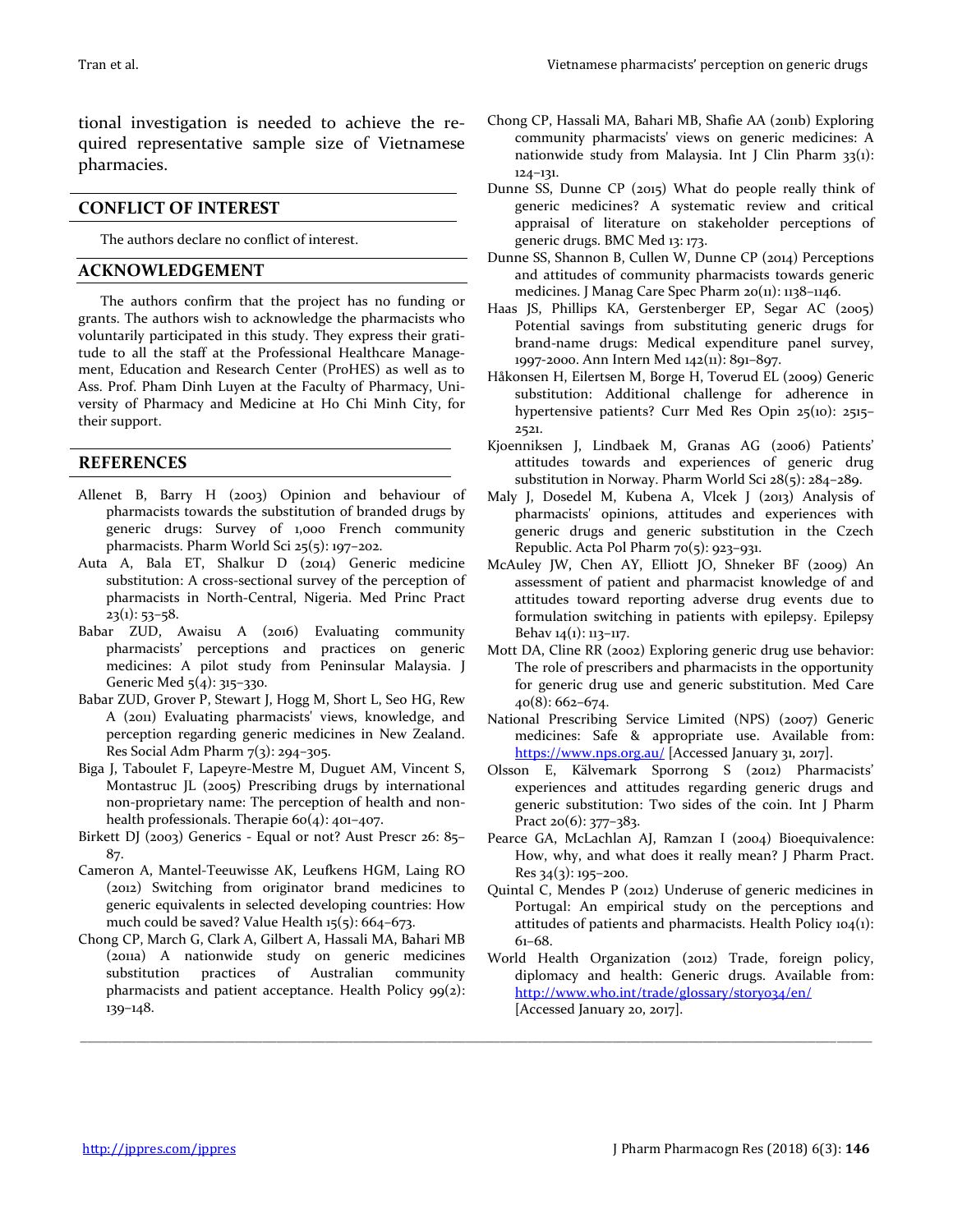tional investigation is needed to achieve the required representative sample size of Vietnamese pharmacies.

## CONFLICT OF INTEREST

The authors declare no conflict of interest.

## ACKNOWLEDGEMENT

The authors confirm that the project has no funding or grants. The authors wish to acknowledge the pharmacists who voluntarily participated in this study. They express their gratitude to all the staff at the Professional Healthcare Management, Education and Research Center (ProHES) as well as to Ass. Prof. Pham Dinh Luyen at the Faculty of Pharmacy, University of Pharmacy and Medicine at Ho Chi Minh City, for their support.

## REFERENCES

Allenet B, Barry H (2003) Opinion and behaviour of pharmacists towards the substitution of branded drugs by generic drugs: Survey of 1,000 French community pharmacists. Pharm World Sci 25(5): 197–202.

Auta A, Bala ET, Shalkur D (2014) Generic medicine substitution: A cross-sectional survey of the perception of pharmacists in North-Central, Nigeria. Med Princ Pract 23(1): 53–58.

Babar ZUD, Awaisu A (2016) Evaluating community pharmacists' perceptions and practices on generic medicines: A pilot study from Peninsular Malaysia. J Generic Med 5(4): 315–330.

Babar ZUD, Grover P, Stewart J, Hogg M, Short L, Seo HG, Rew A (2011) Evaluating pharmacists' views, knowledge, and perception regarding generic medicines in New Zealand. Res Social Adm Pharm 7(3): 294–305.

Biga J, Taboulet F, Lapeyre-Mestre M, Duguet AM, Vincent S, Montastruc JL (2005) Prescribing drugs by international non-proprietary name: The perception of health and non-health professionals. Therapie 60(4): 401–407.

Birkett DJ (2003) Generics - Equal or not? Aust Prescr 26: 85–87.

Cameron A, Mantel-Teeuwisse AK, Leufkens HGM, Laing RO (2012) Switching from originator brand medicines to generic equivalents in selected developing countries: How much could be saved? Value Health 15(5): 664–673.

Chong CP, March G, Clark A, Gilbert A, Hassali MA, Bahari MB (2011a) A nationwide study on generic medicines substitution practices of Australian community pharmacists and patient acceptance. Health Policy 99(2): 139–148.

Chong CP, Hassali MA, Bahari MB, Shafie AA (2011b) Exploring community pharmacists' views on generic medicines: A nationwide study from Malaysia. Int J Clin Pharm 33(1): 124–131.

Dunne SS, Dunne CP (2015) What do people really think of generic medicines? A systematic review and critical appraisal of literature on stakeholder perceptions of generic drugs. BMC Med 13: 173.

Dunne SS, Shannon B, Cullen W, Dunne CP (2014) Perceptions and attitudes of community pharmacists towards generic medicines. J Manag Care Spec Pharm 20(11): 1138–1146.

Haas JS, Phillips KA, Gerstenberger EP, Segar AC (2005) Potential savings from substituting generic drugs for brand-name drugs: Medical expenditure panel survey, 1997-2000. Ann Intern Med 142(11): 891–897.

Håkonsen H, Eilertsen M, Borge H, Toverud EL (2009) Generic substitution: Additional challenge for adherence in hypertensive patients? Curr Med Res Opin 25(10): 2515–2521.

Kjoenniksen J, Lindbaek M, Granas AG (2006) Patients' attitudes towards and experiences of generic drug substitution in Norway. Pharm World Sci 28(5): 284–289.

Maly J, Dosedel M, Kubena A, Vlcek J (2013) Analysis of pharmacists' opinions, attitudes and experiences with generic drugs and generic substitution in the Czech Republic. Acta Pol Pharm 70(5): 923–931.

McAuley JW, Chen AY, Elliott JO, Shneker BF (2009) An assessment of patient and pharmacist knowledge of and attitudes toward reporting adverse drug events due to formulation switching in patients with epilepsy. Epilepsy Behav 14(1): 113–117.

Mott DA, Cline RR (2002) Exploring generic drug use behavior: The role of prescribers and pharmacists in the opportunity for generic drug use and generic substitution. Med Care 40(8): 662–674.

National Prescribing Service Limited (NPS) (2007) Generic medicines: Safe & appropriate use. Available from: https://www.nps.org.au/ [Accessed January 31, 2017].

Olsson E, Kälvemark Sporrong S (2012) Pharmacists' experiences and attitudes regarding generic drugs and generic substitution: Two sides of the coin. Int J Pharm Pract 20(6): 377–383.

Pearce GA, McLachlan AJ, Ramzan I (2004) Bioequivalence: How, why, and what does it really mean? J Pharm Pract. Res 34(3): 195–200.

Quintal C, Mendes P (2012) Underuse of generic medicines in Portugal: An empirical study on the perceptions and attitudes of patients and pharmacists. Health Policy 104(1): 61–68.

World Health Organization (2012) Trade, foreign policy, diplomacy and health: Generic drugs. Available from: http://www.who.int/trade/glossary/story034/en/ [Accessed January 20, 2017].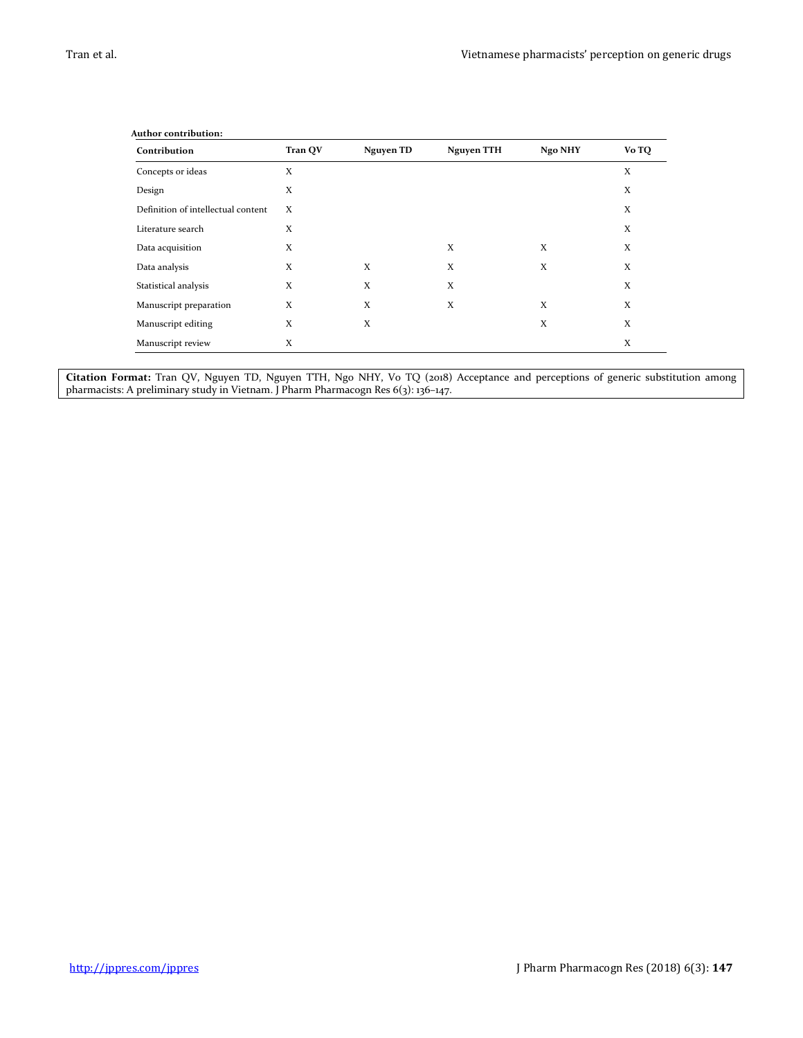**Author contribution:**

| Contribution | Tran QV | Nguyen TD | Nguyen TTH | Ngo NHY | Vo TQ |
|---|---|---|---|---|---|
| Concepts or ideas | X | | | | X |
| Design | X | | | | X |
| Definition of intellectual content | X | | | | X |
| Literature search | X | | | | X |
| Data acquisition | X | | X | X | X |
| Data analysis | X | X | X | X | X |
| Statistical analysis | X | X | X | | X |
| Manuscript preparation | X | X | X | X | X |
| Manuscript editing | X | X | | X | X |
| Manuscript review | X | | | | X |

**Citation Format:** Tran QV, Nguyen TD, Nguyen TTH, Ngo NHY, Vo TQ (2018) Acceptance and perceptions of generic substitution among pharmacists: A preliminary study in Vietnam. J Pharm Pharmacogn Res 6(3): 136–147.